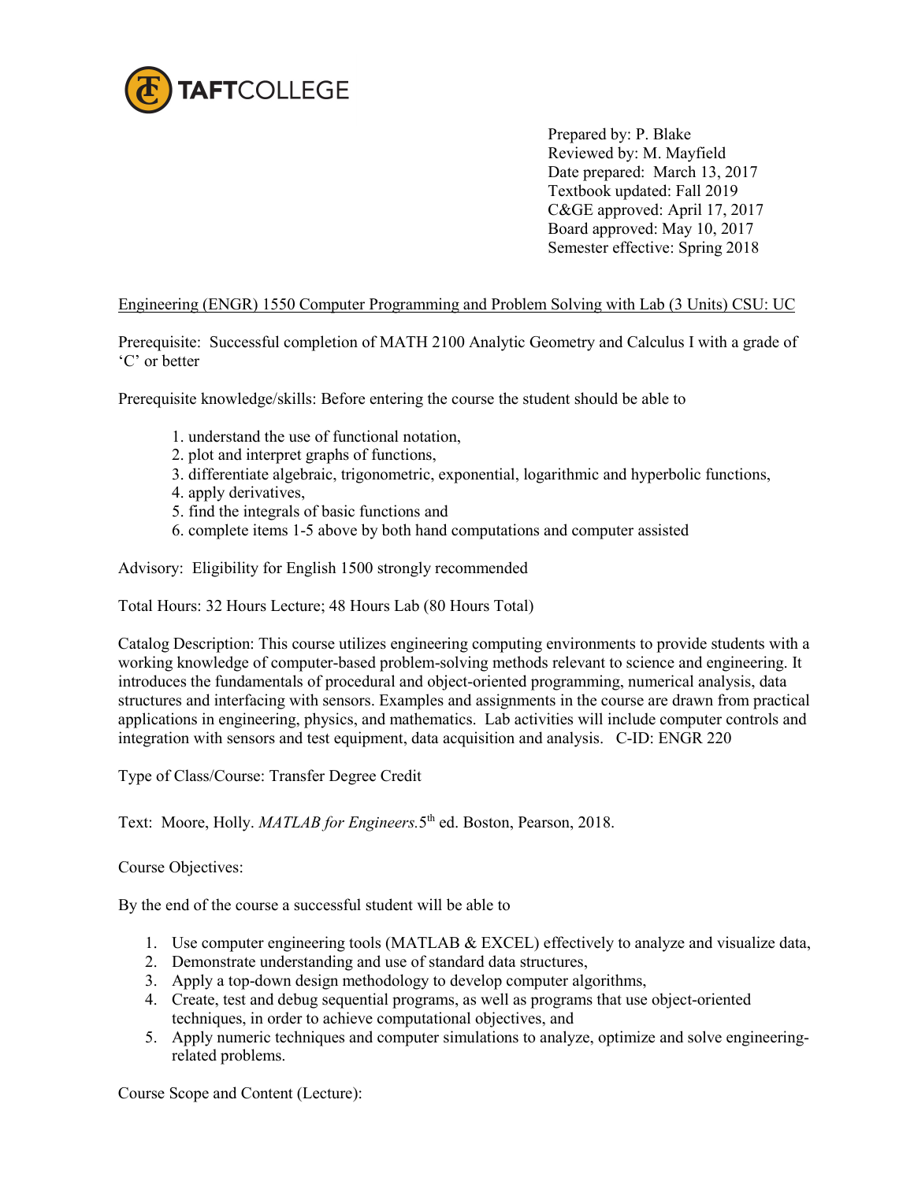TAFTCOLLEGE

Prepared by: P. Blake
Reviewed by: M. Mayfield
Date prepared: March 13, 2017
Textbook updated: Fall 2019
C&GE approved: April 17, 2017
Board approved: May 10, 2017
Semester effective: Spring 2018

Engineering (ENGR) 1550 Computer Programming and Problem Solving with Lab (3 Units) CSU: UC

Prerequisite: Successful completion of MATH 2100 Analytic Geometry and Calculus I with a grade of 'C' or better

Prerequisite knowledge/skills: Before entering the course the student should be able to

1. understand the use of functional notation,
2. plot and interpret graphs of functions,
3. differentiate algebraic, trigonometric, exponential, logarithmic and hyperbolic functions,
4. apply derivatives,
5. find the integrals of basic functions and
6. complete items 1-5 above by both hand computations and computer assisted

Advisory: Eligibility for English 1500 strongly recommended

Total Hours: 32 Hours Lecture; 48 Hours Lab (80 Hours Total)

Catalog Description: This course utilizes engineering computing environments to provide students with a working knowledge of computer-based problem-solving methods relevant to science and engineering. It introduces the fundamentals of procedural and object-oriented programming, numerical analysis, data structures and interfacing with sensors. Examples and assignments in the course are drawn from practical applications in engineering, physics, and mathematics. Lab activities will include computer controls and integration with sensors and test equipment, data acquisition and analysis. C-ID: ENGR 220

Type of Class/Course: Transfer Degree Credit

Text: Moore, Holly. *MATLAB for Engineers.* 5th ed. Boston, Pearson, 2018.

Course Objectives:

By the end of the course a successful student will be able to

1. Use computer engineering tools (MATLAB & EXCEL) effectively to analyze and visualize data,
2. Demonstrate understanding and use of standard data structures,
3. Apply a top-down design methodology to develop computer algorithms,
4. Create, test and debug sequential programs, as well as programs that use object-oriented techniques, in order to achieve computational objectives, and
5. Apply numeric techniques and computer simulations to analyze, optimize and solve engineering-related problems.

Course Scope and Content (Lecture):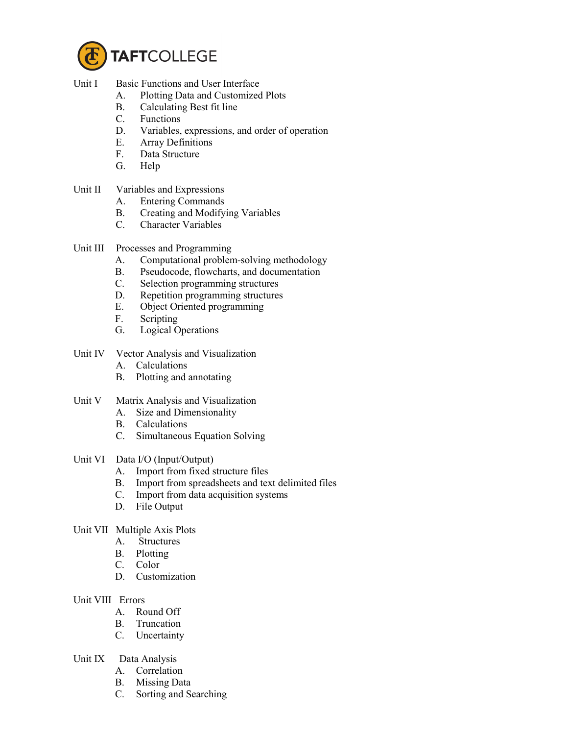Unit I Basic Functions and User Interface
- A. Plotting Data and Customized Plots
- B. Calculating Best fit line
- C. Functions
- D. Variables, expressions, and order of operation
- E. Array Definitions
- F. Data Structure
- G. Help

Unit II Variables and Expressions
- A. Entering Commands
- B. Creating and Modifying Variables
- C. Character Variables

Unit III Processes and Programming
- A. Computational problem-solving methodology
- B. Pseudocode, flowcharts, and documentation
- C. Selection programming structures
- D. Repetition programming structures
- E. Object Oriented programming
- F. Scripting
- G. Logical Operations

Unit IV Vector Analysis and Visualization
- A. Calculations
- B. Plotting and annotating

Unit V Matrix Analysis and Visualization
- A. Size and Dimensionality
- B. Calculations
- C. Simultaneous Equation Solving

Unit VI Data I/O (Input/Output)
- A. Import from fixed structure files
- B. Import from spreadsheets and text delimited files
- C. Import from data acquisition systems
- D. File Output

Unit VII Multiple Axis Plots
- A. Structures
- B. Plotting
- C. Color
- D. Customization

Unit VIII Errors
- A. Round Off
- B. Truncation
- C. Uncertainty

Unit IX Data Analysis
- A. Correlation
- B. Missing Data
- C. Sorting and Searching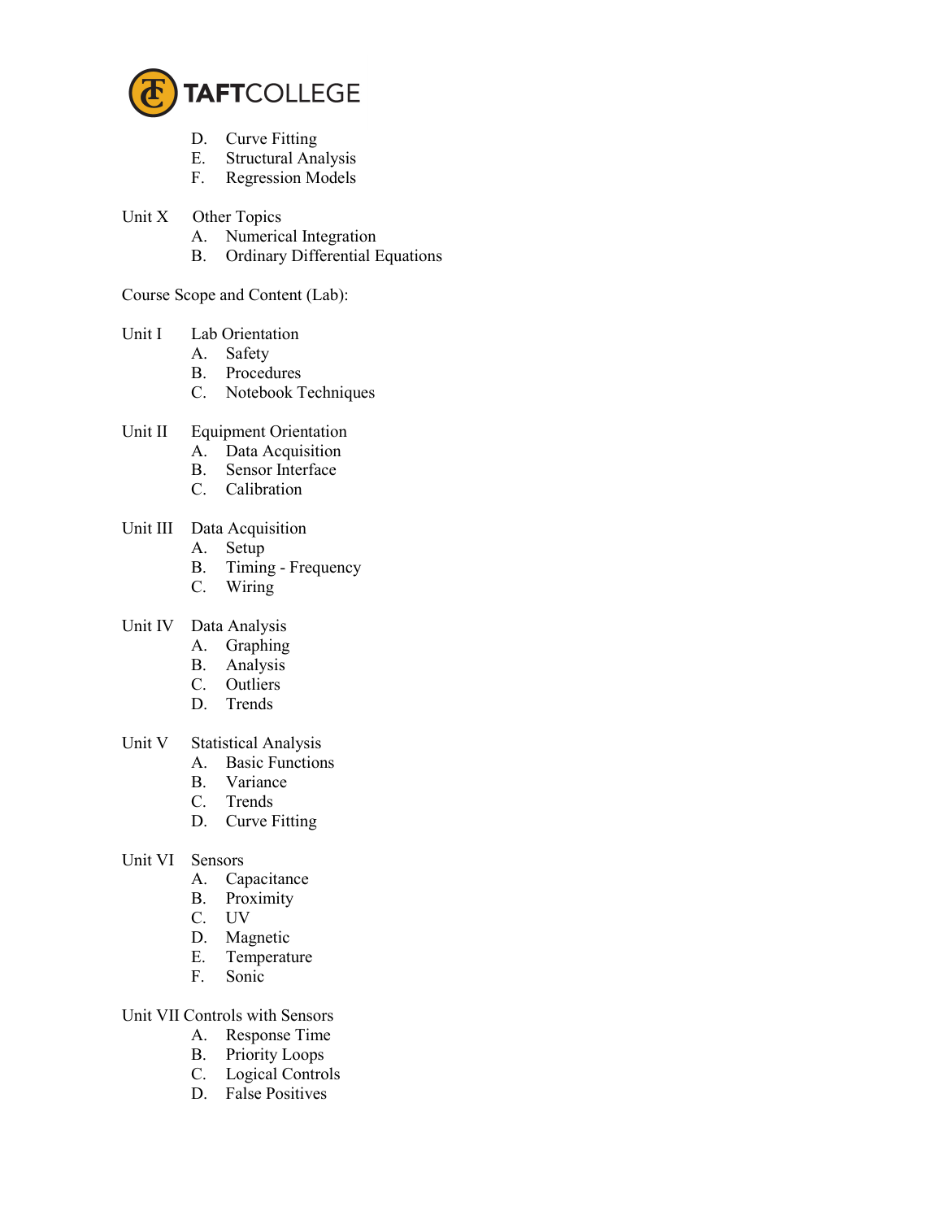D. Curve Fitting
E. Structural Analysis
F. Regression Models

Unit X Other Topics

A. Numerical Integration
B. Ordinary Differential Equations

Course Scope and Content (Lab):

Unit I Lab Orientation

A. Safety
B. Procedures
C. Notebook Techniques

Unit II Equipment Orientation

A. Data Acquisition
B. Sensor Interface
C. Calibration

Unit III Data Acquisition

A. Setup
B. Timing - Frequency
C. Wiring

Unit IV Data Analysis

A. Graphing
B. Analysis
C. Outliers
D. Trends

Unit V Statistical Analysis

A. Basic Functions
B. Variance
C. Trends
D. Curve Fitting

Unit VI Sensors

A. Capacitance
B. Proximity
C. UV
D. Magnetic
E. Temperature
F. Sonic

Unit VII Controls with Sensors

A. Response Time
B. Priority Loops
C. Logical Controls
D. False Positives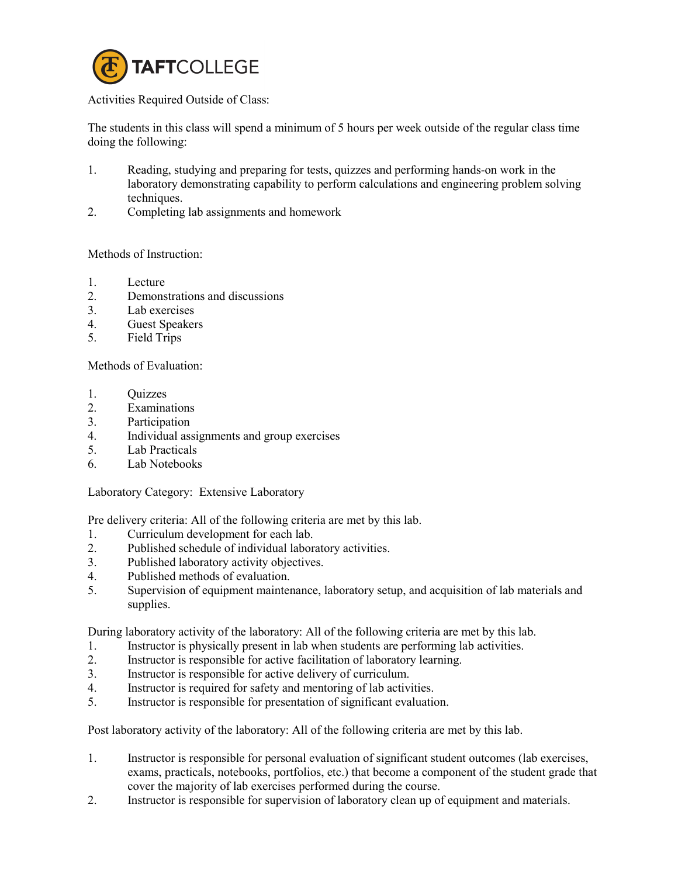Activities Required Outside of Class:

The students in this class will spend a minimum of 5 hours per week outside of the regular class time doing the following:

1. Reading, studying and preparing for tests, quizzes and performing hands-on work in the laboratory demonstrating capability to perform calculations and engineering problem solving techniques.
2. Completing lab assignments and homework

Methods of Instruction:

1. Lecture
2. Demonstrations and discussions
3. Lab exercises
4. Guest Speakers
5. Field Trips

Methods of Evaluation:

1. Quizzes
2. Examinations
3. Participation
4. Individual assignments and group exercises
5. Lab Practicals
6. Lab Notebooks

Laboratory Category: Extensive Laboratory

Pre delivery criteria: All of the following criteria are met by this lab.

1. Curriculum development for each lab.
2. Published schedule of individual laboratory activities.
3. Published laboratory activity objectives.
4. Published methods of evaluation.
5. Supervision of equipment maintenance, laboratory setup, and acquisition of lab materials and supplies.

During laboratory activity of the laboratory: All of the following criteria are met by this lab.

1. Instructor is physically present in lab when students are performing lab activities.
2. Instructor is responsible for active facilitation of laboratory learning.
3. Instructor is responsible for active delivery of curriculum.
4. Instructor is required for safety and mentoring of lab activities.
5. Instructor is responsible for presentation of significant evaluation.

Post laboratory activity of the laboratory: All of the following criteria are met by this lab.

1. Instructor is responsible for personal evaluation of significant student outcomes (lab exercises, exams, practicals, notebooks, portfolios, etc.) that become a component of the student grade that cover the majority of lab exercises performed during the course.
2. Instructor is responsible for supervision of laboratory clean up of equipment and materials.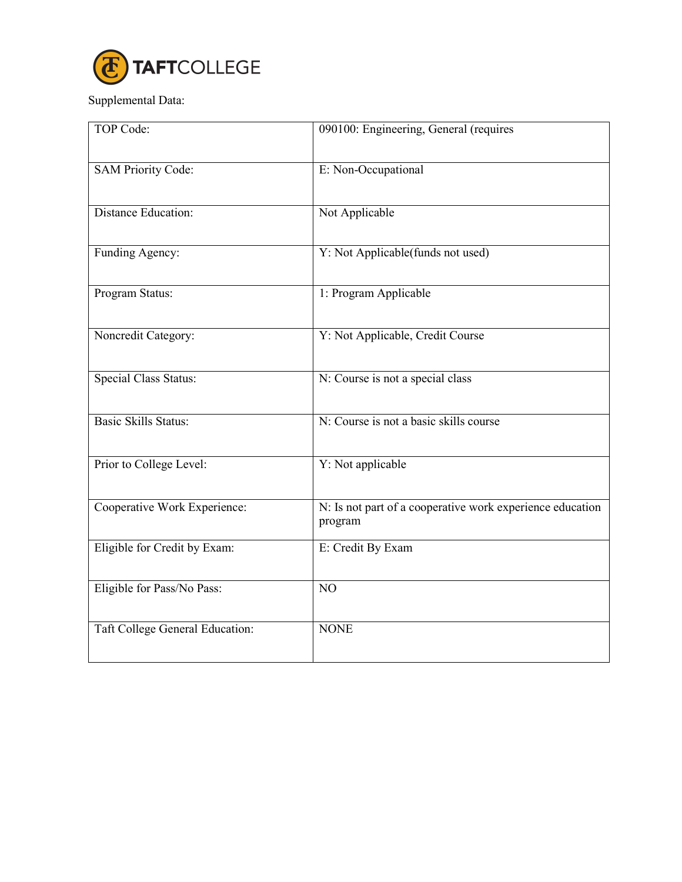Supplemental Data:

| | |
|---|---|
| TOP Code: | 090100: Engineering, General (requires |
| SAM Priority Code: | E: Non-Occupational |
| Distance Education: | Not Applicable |
| Funding Agency: | Y: Not Applicable(funds not used) |
| Program Status: | 1: Program Applicable |
| Noncredit Category: | Y: Not Applicable, Credit Course |
| Special Class Status: | N: Course is not a special class |
| Basic Skills Status: | N: Course is not a basic skills course |
| Prior to College Level: | Y: Not applicable |
| Cooperative Work Experience: | N: Is not part of a cooperative work experience education program |
| Eligible for Credit by Exam: | E: Credit By Exam |
| Eligible for Pass/No Pass: | NO |
| Taft College General Education: | NONE |